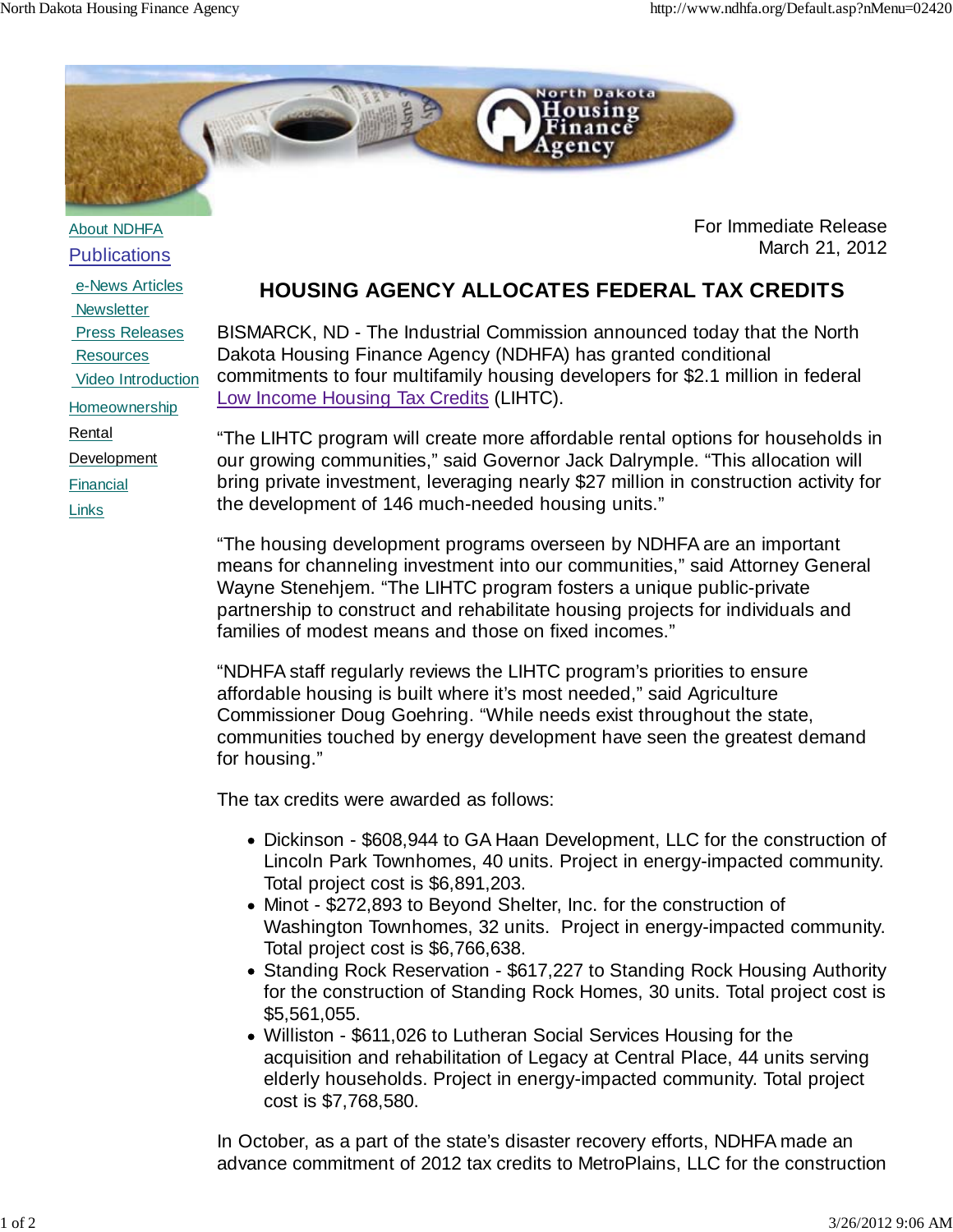About NDHFA

Publications

- e-News Articles
- Newsletter
- Press Releases
- Resources
- Video Introduction

Homeownership

Rental

Development

Financial

Links

For Immediate Release
March 21, 2012

# HOUSING AGENCY ALLOCATES FEDERAL TAX CREDITS

BISMARCK, ND - The Industrial Commission announced today that the North Dakota Housing Finance Agency (NDHFA) has granted conditional commitments to four multifamily housing developers for $2.1 million in federal Low Income Housing Tax Credits (LIHTC).

“The LIHTC program will create more affordable rental options for households in our growing communities,” said Governor Jack Dalrymple. “This allocation will bring private investment, leveraging nearly $27 million in construction activity for the development of 146 much-needed housing units.”

“The housing development programs overseen by NDHFA are an important means for channeling investment into our communities,” said Attorney General Wayne Stenehjem. “The LIHTC program fosters a unique public-private partnership to construct and rehabilitate housing projects for individuals and families of modest means and those on fixed incomes.”

“NDHFA staff regularly reviews the LIHTC program’s priorities to ensure affordable housing is built where it’s most needed,” said Agriculture Commissioner Doug Goehring. “While needs exist throughout the state, communities touched by energy development have seen the greatest demand for housing.”

The tax credits were awarded as follows:

- Dickinson - $608,944 to GA Haan Development, LLC for the construction of Lincoln Park Townhomes, 40 units. Project in energy-impacted community. Total project cost is $6,891,203.
- Minot - $272,893 to Beyond Shelter, Inc. for the construction of Washington Townhomes, 32 units. Project in energy-impacted community. Total project cost is $6,766,638.
- Standing Rock Reservation - $617,227 to Standing Rock Housing Authority for the construction of Standing Rock Homes, 30 units. Total project cost is $5,561,055.
- Williston - $611,026 to Lutheran Social Services Housing for the acquisition and rehabilitation of Legacy at Central Place, 44 units serving elderly households. Project in energy-impacted community. Total project cost is $7,768,580.

In October, as a part of the state’s disaster recovery efforts, NDHFA made an advance commitment of 2012 tax credits to MetroPlains, LLC for the construction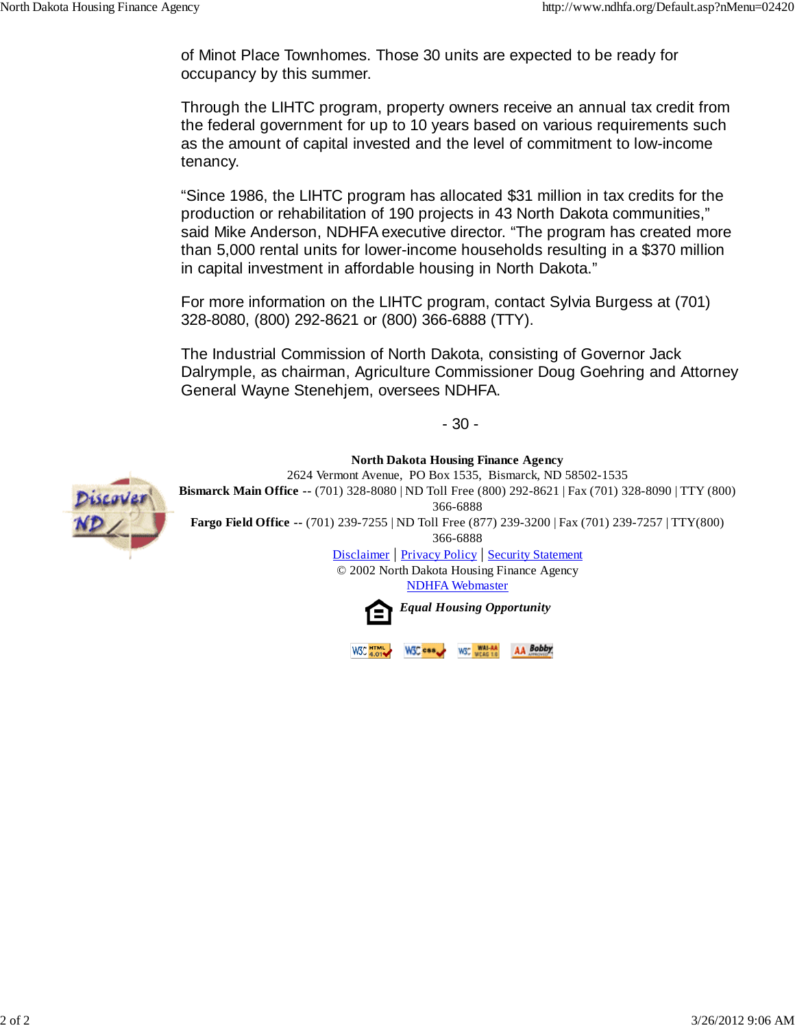of Minot Place Townhomes. Those 30 units are expected to be ready for occupancy by this summer.

Through the LIHTC program, property owners receive an annual tax credit from the federal government for up to 10 years based on various requirements such as the amount of capital invested and the level of commitment to low-income tenancy.

“Since 1986, the LIHTC program has allocated $31 million in tax credits for the production or rehabilitation of 190 projects in 43 North Dakota communities,” said Mike Anderson, NDHFA executive director. “The program has created more than 5,000 rental units for lower-income households resulting in a $370 million in capital investment in affordable housing in North Dakota.”

For more information on the LIHTC program, contact Sylvia Burgess at (701) 328-8080, (800) 292-8621 or (800) 366-6888 (TTY).

The Industrial Commission of North Dakota, consisting of Governor Jack Dalrymple, as chairman, Agriculture Commissioner Doug Goehring and Attorney General Wayne Stenehjem, oversees NDHFA.

- 30 -

**North Dakota Housing Finance Agency**
2624 Vermont Avenue, PO Box 1535, Bismarck, ND 58502-1535
**Bismarck Main Office** -- (701) 328-8080 | ND Toll Free (800) 292-8621 | Fax (701) 328-8090 | TTY (800) 366-6888
**Fargo Field Office** -- (701) 239-7255 | ND Toll Free (877) 239-3200 | Fax (701) 239-7257 | TTY(800) 366-6888

Disclaimer | Privacy Policy | Security Statement
© 2002 North Dakota Housing Finance Agency
NDHFA Webmaster

***Equal Housing Opportunity***